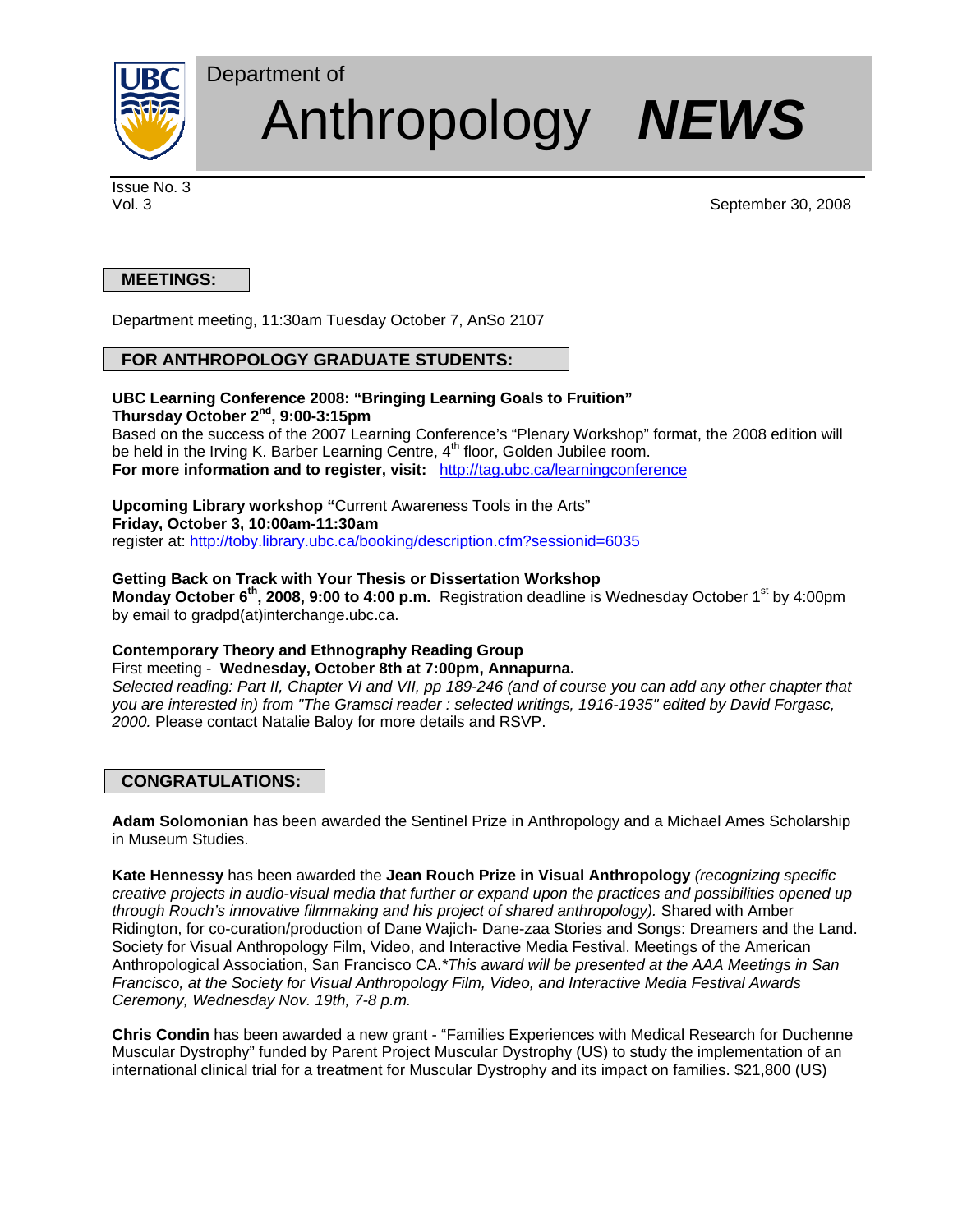# Department of Anthropology *NEWS*

Issue No. 3
Vol. 3

September 30, 2008

## MEETINGS:

Department meeting, 11:30am Tuesday October 7, AnSo 2107

## FOR ANTHROPOLOGY GRADUATE STUDENTS:

**UBC Learning Conference 2008: "Bringing Learning Goals to Fruition"**
**Thursday October 2nd, 9:00-3:15pm**
Based on the success of the 2007 Learning Conference's "Plenary Workshop" format, the 2008 edition will be held in the Irving K. Barber Learning Centre, 4th floor, Golden Jubilee room.
**For more information and to register, visit:** http://tag.ubc.ca/learningconference

**Upcoming Library workshop "**Current Awareness Tools in the Arts"
**Friday, October 3, 10:00am-11:30am**
register at: http://toby.library.ubc.ca/booking/description.cfm?sessionid=6035

**Getting Back on Track with Your Thesis or Dissertation Workshop**
**Monday October 6th, 2008, 9:00 to 4:00 p.m.** Registration deadline is Wednesday October 1st by 4:00pm by email to gradpd(at)interchange.ubc.ca.

**Contemporary Theory and Ethnography Reading Group**
First meeting - **Wednesday, October 8th at 7:00pm, Annapurna.**
*Selected reading: Part II, Chapter VI and VII, pp 189-246 (and of course you can add any other chapter that you are interested in) from "The Gramsci reader : selected writings, 1916-1935" edited by David Forgasc, 2000.* Please contact Natalie Baloy for more details and RSVP.

## CONGRATULATIONS:

**Adam Solomonian** has been awarded the Sentinel Prize in Anthropology and a Michael Ames Scholarship in Museum Studies.

**Kate Hennessy** has been awarded the **Jean Rouch Prize in Visual Anthropology** *(recognizing specific creative projects in audio-visual media that further or expand upon the practices and possibilities opened up through Rouch's innovative filmmaking and his project of shared anthropology).* Shared with Amber Ridington, for co-curation/production of Dane Wajich- Dane-zaa Stories and Songs: Dreamers and the Land. Society for Visual Anthropology Film, Video, and Interactive Media Festival. Meetings of the American Anthropological Association, San Francisco CA.*\*This award will be presented at the AAA Meetings in San Francisco, at the Society for Visual Anthropology Film, Video, and Interactive Media Festival Awards Ceremony, Wednesday Nov. 19th, 7-8 p.m.*

**Chris Condin** has been awarded a new grant - "Families Experiences with Medical Research for Duchenne Muscular Dystrophy" funded by Parent Project Muscular Dystrophy (US) to study the implementation of an international clinical trial for a treatment for Muscular Dystrophy and its impact on families. $21,800 (US)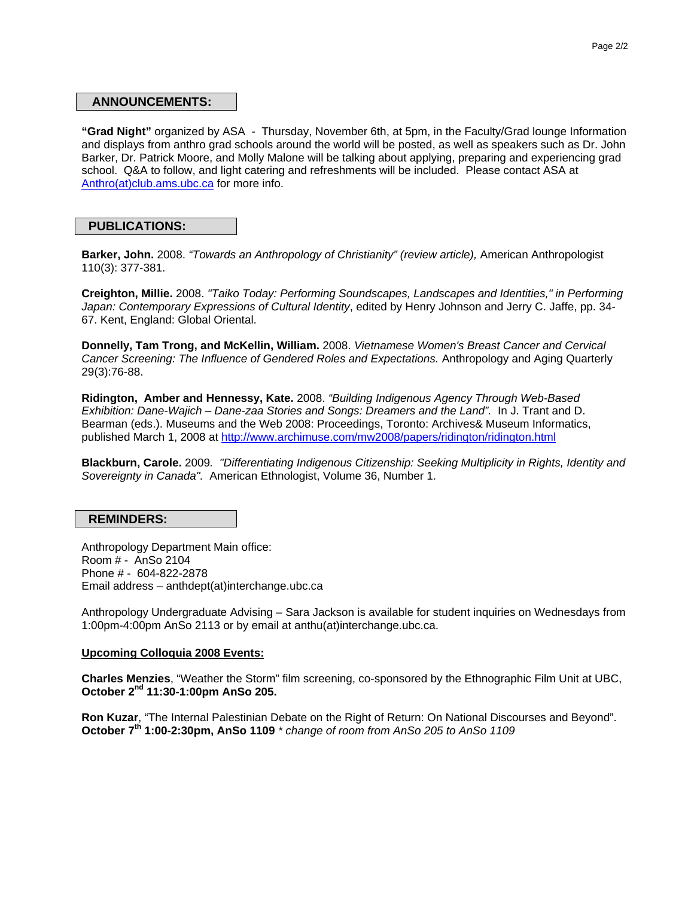## ANNOUNCEMENTS:

**"Grad Night"** organized by ASA - Thursday, November 6th, at 5pm, in the Faculty/Grad lounge Information and displays from anthro grad schools around the world will be posted, as well as speakers such as Dr. John Barker, Dr. Patrick Moore, and Molly Malone will be talking about applying, preparing and experiencing grad school. Q&A to follow, and light catering and refreshments will be included. Please contact ASA at [Anthro(at)club.ams.ubc.ca](Anthro(at)club.ams.ubc.ca) for more info.

## PUBLICATIONS:

**Barker, John.** 2008. *"Towards an Anthropology of Christianity" (review article),* American Anthropologist 110(3): 377-381.

**Creighton, Millie.** 2008. *"Taiko Today: Performing Soundscapes, Landscapes and Identities," in Performing Japan: Contemporary Expressions of Cultural Identity*, edited by Henry Johnson and Jerry C. Jaffe, pp. 34-67. Kent, England: Global Oriental.

**Donnelly, Tam Trong, and McKellin, William.** 2008. *Vietnamese Women's Breast Cancer and Cervical Cancer Screening: The Influence of Gendered Roles and Expectations.* Anthropology and Aging Quarterly 29(3):76-88.

**Ridington, Amber and Hennessy, Kate.** 2008. *"Building Indigenous Agency Through Web-Based Exhibition: Dane-Wajich – Dane-zaa Stories and Songs: Dreamers and the Land".* In J. Trant and D. Bearman (eds.). Museums and the Web 2008: Proceedings, Toronto: Archives& Museum Informatics, published March 1, 2008 at [http://www.archimuse.com/mw2008/papers/ridington/ridington.html](http://www.archimuse.com/mw2008/papers/ridington/ridington.html)

**Blackburn, Carole.** 2009*. "Differentiating Indigenous Citizenship: Seeking Multiplicity in Rights, Identity and Sovereignty in Canada".* American Ethnologist, Volume 36, Number 1.

## REMINDERS:

Anthropology Department Main office:
Room # - AnSo 2104
Phone # - 604-822-2878
Email address – anthdept(at)interchange.ubc.ca

Anthropology Undergraduate Advising – Sara Jackson is available for student inquiries on Wednesdays from 1:00pm-4:00pm AnSo 2113 or by email at anthu(at)interchange.ubc.ca.

**Upcoming Colloquia 2008 Events:**

**Charles Menzies**, "Weather the Storm" film screening, co-sponsored by the Ethnographic Film Unit at UBC, **October 2nd 11:30-1:00pm AnSo 205.**

**Ron Kuzar**, "The Internal Palestinian Debate on the Right of Return: On National Discourses and Beyond". **October 7th 1:00-2:30pm, AnSo 1109** *\* change of room from AnSo 205 to AnSo 1109*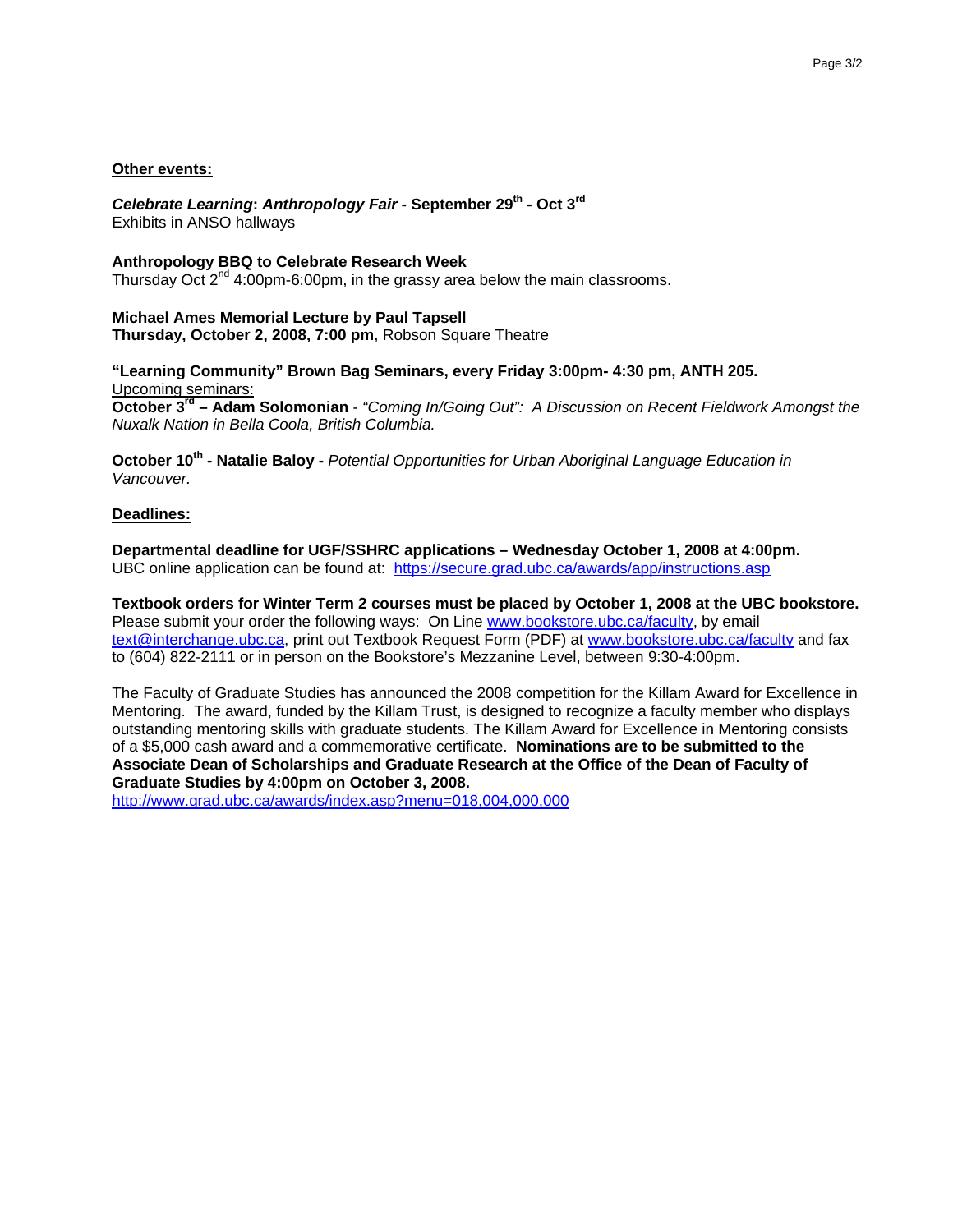## Other events:

***Celebrate Learning*****: *Anthropology Fair* - September 29th - Oct 3rd**
Exhibits in ANSO hallways

**Anthropology BBQ to Celebrate Research Week**
Thursday Oct 2nd 4:00pm-6:00pm, in the grassy area below the main classrooms.

**Michael Ames Memorial Lecture by Paul Tapsell**
**Thursday, October 2, 2008, 7:00 pm**, Robson Square Theatre

**"Learning Community" Brown Bag Seminars, every Friday 3:00pm- 4:30 pm, ANTH 205.**
Upcoming seminars:
**October 3rd – Adam Solomonian** - *"Coming In/Going Out": A Discussion on Recent Fieldwork Amongst the Nuxalk Nation in Bella Coola, British Columbia.*

**October 10th - Natalie Baloy -** *Potential Opportunities for Urban Aboriginal Language Education in Vancouver.*

## Deadlines:

**Departmental deadline for UGF/SSHRC applications – Wednesday October 1, 2008 at 4:00pm.**
UBC online application can be found at: https://secure.grad.ubc.ca/awards/app/instructions.asp

**Textbook orders for Winter Term 2 courses must be placed by October 1, 2008 at the UBC bookstore.** Please submit your order the following ways: On Line www.bookstore.ubc.ca/faculty, by email text@interchange.ubc.ca, print out Textbook Request Form (PDF) at www.bookstore.ubc.ca/faculty and fax to (604) 822-2111 or in person on the Bookstore's Mezzanine Level, between 9:30-4:00pm.

The Faculty of Graduate Studies has announced the 2008 competition for the Killam Award for Excellence in Mentoring. The award, funded by the Killam Trust, is designed to recognize a faculty member who displays outstanding mentoring skills with graduate students. The Killam Award for Excellence in Mentoring consists of a $5,000 cash award and a commemorative certificate. **Nominations are to be submitted to the Associate Dean of Scholarships and Graduate Research at the Office of the Dean of Faculty of Graduate Studies by 4:00pm on October 3, 2008.**
http://www.grad.ubc.ca/awards/index.asp?menu=018,004,000,000